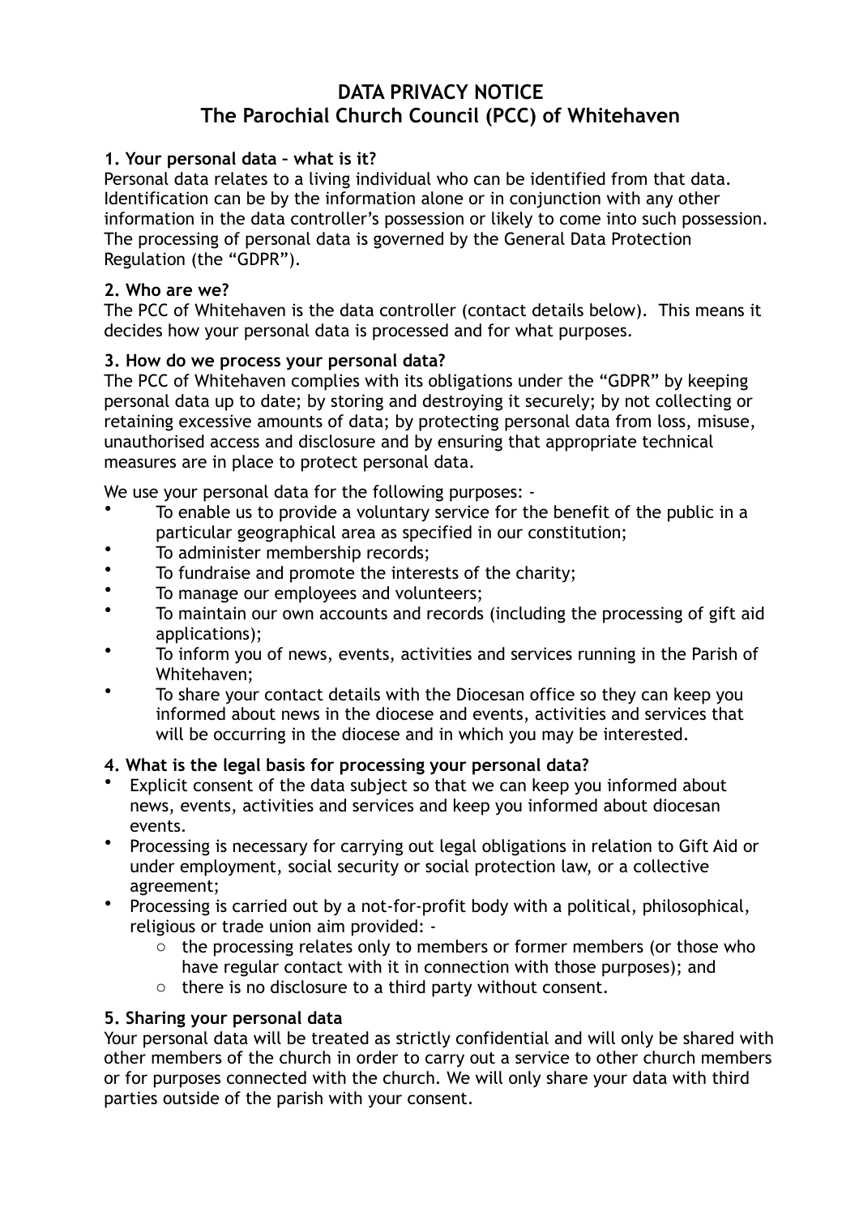# DATA PRIVACY NOTICE
# The Parochial Church Council (PCC) of Whitehaven

### 1. Your personal data – what is it?

Personal data relates to a living individual who can be identified from that data. Identification can be by the information alone or in conjunction with any other information in the data controller's possession or likely to come into such possession. The processing of personal data is governed by the General Data Protection Regulation (the "GDPR").

### 2. Who are we?

The PCC of Whitehaven is the data controller (contact details below). This means it decides how your personal data is processed and for what purposes.

### 3. How do we process your personal data?

The PCC of Whitehaven complies with its obligations under the "GDPR" by keeping personal data up to date; by storing and destroying it securely; by not collecting or retaining excessive amounts of data; by protecting personal data from loss, misuse, unauthorised access and disclosure and by ensuring that appropriate technical measures are in place to protect personal data.

We use your personal data for the following purposes: -

- To enable us to provide a voluntary service for the benefit of the public in a particular geographical area as specified in our constitution;
- To administer membership records;
- To fundraise and promote the interests of the charity;
- To manage our employees and volunteers;
- To maintain our own accounts and records (including the processing of gift aid applications);
- To inform you of news, events, activities and services running in the Parish of Whitehaven;
- To share your contact details with the Diocesan office so they can keep you informed about news in the diocese and events, activities and services that will be occurring in the diocese and in which you may be interested.

### 4. What is the legal basis for processing your personal data?

- Explicit consent of the data subject so that we can keep you informed about news, events, activities and services and keep you informed about diocesan events.
- Processing is necessary for carrying out legal obligations in relation to Gift Aid or under employment, social security or social protection law, or a collective agreement;
- Processing is carried out by a not-for-profit body with a political, philosophical, religious or trade union aim provided: -
  - the processing relates only to members or former members (or those who have regular contact with it in connection with those purposes); and
  - there is no disclosure to a third party without consent.

### 5. Sharing your personal data

Your personal data will be treated as strictly confidential and will only be shared with other members of the church in order to carry out a service to other church members or for purposes connected with the church. We will only share your data with third parties outside of the parish with your consent.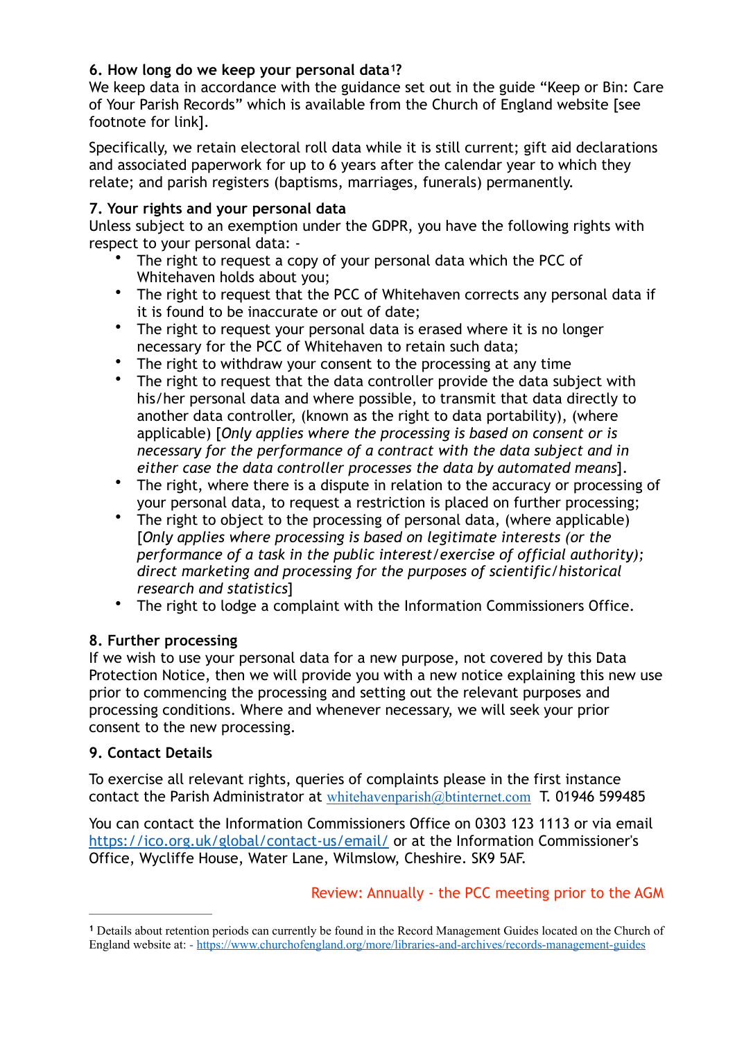## 6. How long do we keep your personal data[1]?

We keep data in accordance with the guidance set out in the guide "Keep or Bin: Care of Your Parish Records" which is available from the Church of England website [see footnote for link].

Specifically, we retain electoral roll data while it is still current; gift aid declarations and associated paperwork for up to 6 years after the calendar year to which they relate; and parish registers (baptisms, marriages, funerals) permanently.

## 7. Your rights and your personal data

Unless subject to an exemption under the GDPR, you have the following rights with respect to your personal data: -

- The right to request a copy of your personal data which the PCC of Whitehaven holds about you;
- The right to request that the PCC of Whitehaven corrects any personal data if it is found to be inaccurate or out of date;
- The right to request your personal data is erased where it is no longer necessary for the PCC of Whitehaven to retain such data;
- The right to withdraw your consent to the processing at any time
- The right to request that the data controller provide the data subject with his/her personal data and where possible, to transmit that data directly to another data controller, (known as the right to data portability), (where applicable) [*Only applies where the processing is based on consent or is necessary for the performance of a contract with the data subject and in either case the data controller processes the data by automated means*].
- The right, where there is a dispute in relation to the accuracy or processing of your personal data, to request a restriction is placed on further processing;
- The right to object to the processing of personal data, (where applicable) [*Only applies where processing is based on legitimate interests (or the performance of a task in the public interest/exercise of official authority); direct marketing and processing for the purposes of scientific/historical research and statistics*]
- The right to lodge a complaint with the Information Commissioners Office.

## 8. Further processing

If we wish to use your personal data for a new purpose, not covered by this Data Protection Notice, then we will provide you with a new notice explaining this new use prior to commencing the processing and setting out the relevant purposes and processing conditions. Where and whenever necessary, we will seek your prior consent to the new processing.

## 9. Contact Details

To exercise all relevant rights, queries of complaints please in the first instance contact the Parish Administrator at whitehavenparish@btinternet.com T. 01946 599485

You can contact the Information Commissioners Office on 0303 123 1113 or via email https://ico.org.uk/global/contact-us/email/ or at the Information Commissioner's Office, Wycliffe House, Water Lane, Wilmslow, Cheshire. SK9 5AF.

Review: Annually - the PCC meeting prior to the AGM

---

[1] Details about retention periods can currently be found in the Record Management Guides located on the Church of England website at: - https://www.churchofengland.org/more/libraries-and-archives/records-management-guides